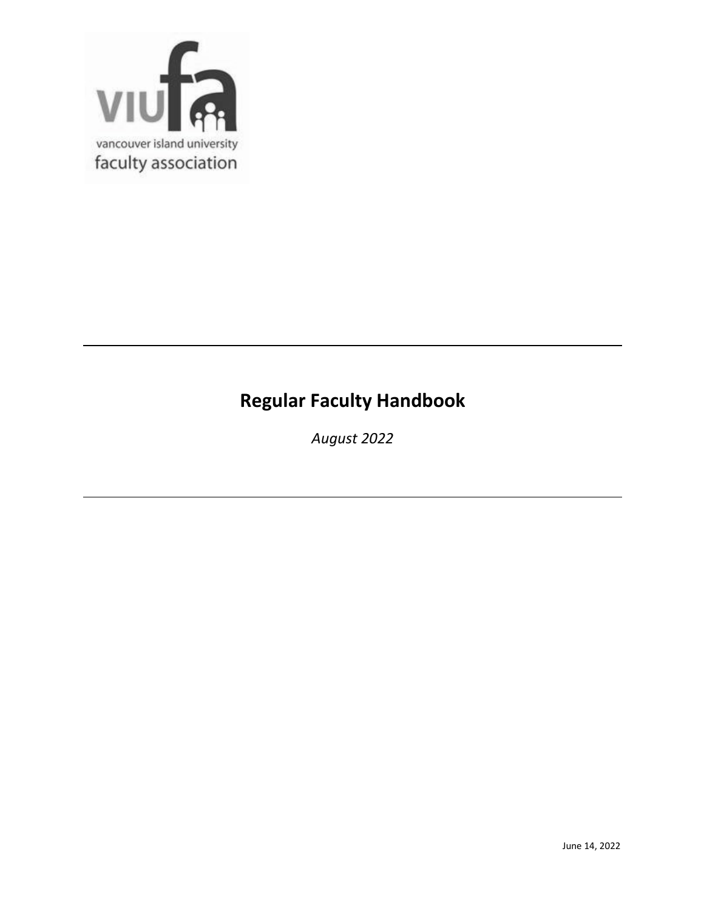viufa

vancouver island university
faculty association

# Regular Faculty Handbook

*August 2022*

June 14, 2022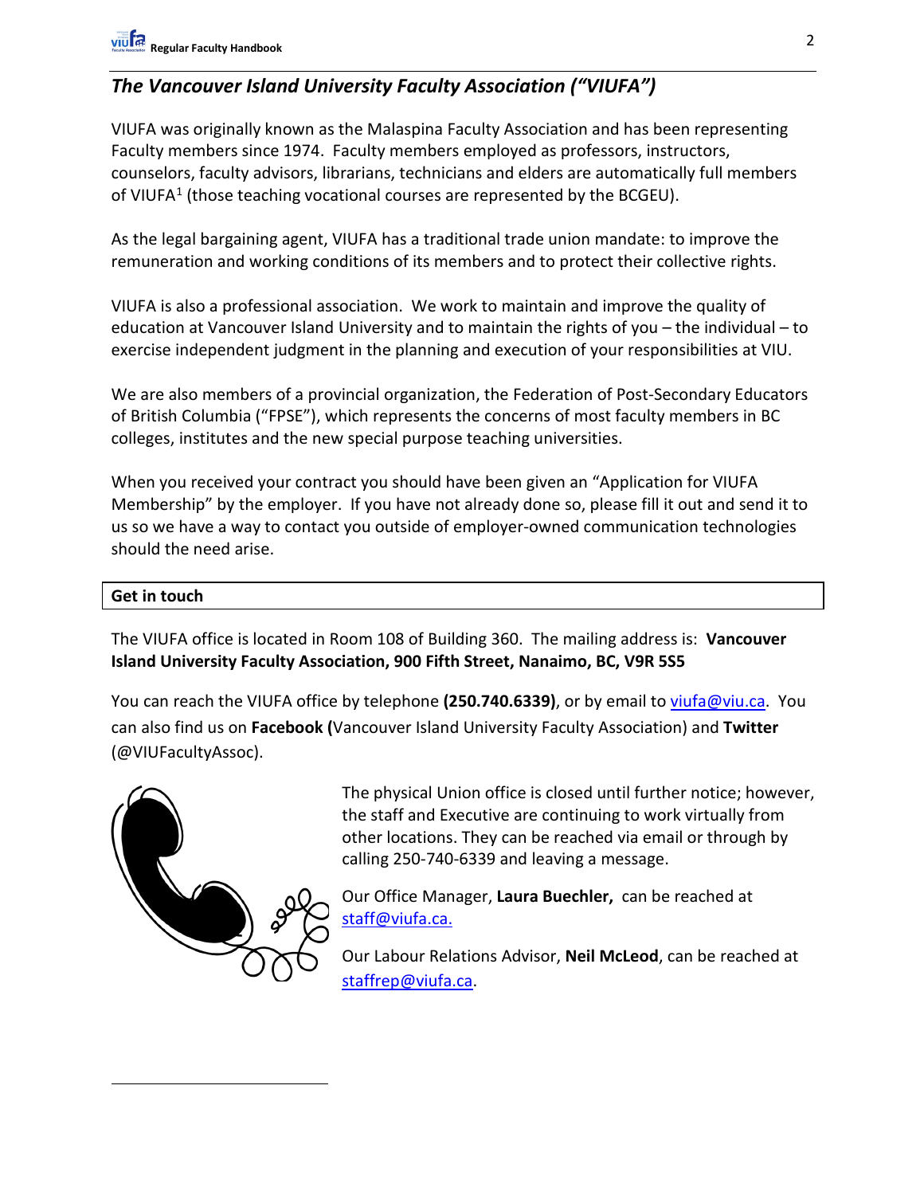## *The Vancouver Island University Faculty Association ("VIUFA")*

VIUFA was originally known as the Malaspina Faculty Association and has been representing Faculty members since 1974. Faculty members employed as professors, instructors, counselors, faculty advisors, librarians, technicians and elders are automatically full members of VIUFA[1] (those teaching vocational courses are represented by the BCGEU).

As the legal bargaining agent, VIUFA has a traditional trade union mandate: to improve the remuneration and working conditions of its members and to protect their collective rights.

VIUFA is also a professional association. We work to maintain and improve the quality of education at Vancouver Island University and to maintain the rights of you – the individual – to exercise independent judgment in the planning and execution of your responsibilities at VIU.

We are also members of a provincial organization, the Federation of Post-Secondary Educators of British Columbia ("FPSE"), which represents the concerns of most faculty members in BC colleges, institutes and the new special purpose teaching universities.

When you received your contract you should have been given an "Application for VIUFA Membership" by the employer. If you have not already done so, please fill it out and send it to us so we have a way to contact you outside of employer-owned communication technologies should the need arise.

| **Get in touch** |
| --- |

The VIUFA office is located in Room 108 of Building 360. The mailing address is: **Vancouver Island University Faculty Association, 900 Fifth Street, Nanaimo, BC, V9R 5S5**

You can reach the VIUFA office by telephone **(250.740.6339)**, or by email to viufa@viu.ca. You can also find us on **Facebook (**Vancouver Island University Faculty Association) and **Twitter** (@VIUFacultyAssoc).

The physical Union office is closed until further notice; however, the staff and Executive are continuing to work virtually from other locations. They can be reached via email or through by calling 250-740-6339 and leaving a message.

Our Office Manager, **Laura Buechler,** can be reached at staff@viufa.ca.

Our Labour Relations Advisor, **Neil McLeod**, can be reached at staffrep@viufa.ca.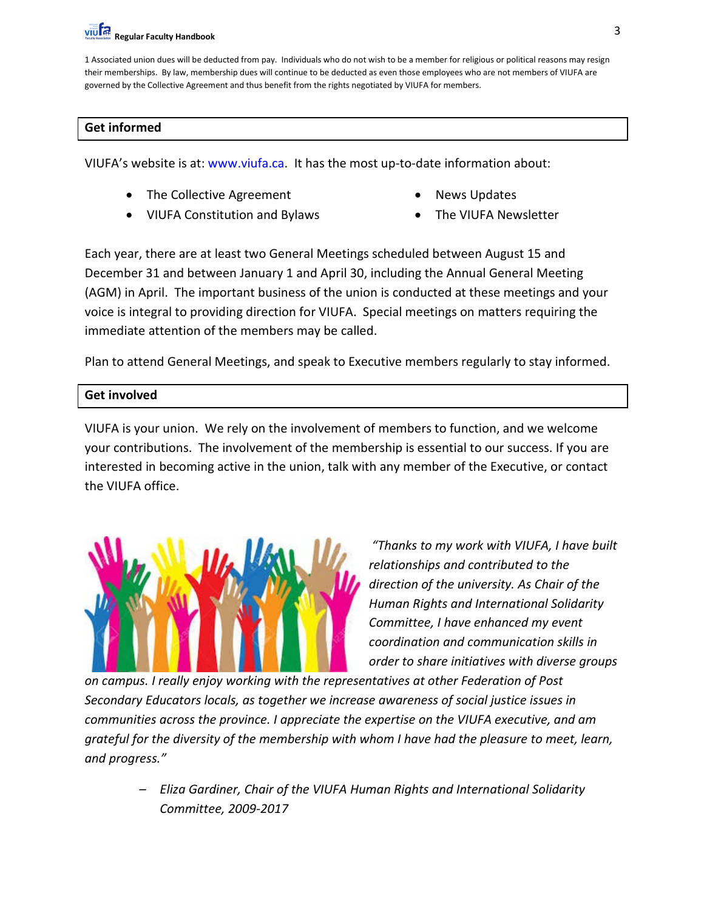1 Associated union dues will be deducted from pay. Individuals who do not wish to be a member for religious or political reasons may resign their memberships. By law, membership dues will continue to be deducted as even those employees who are not members of VIUFA are governed by the Collective Agreement and thus benefit from the rights negotiated by VIUFA for members.

## Get informed

VIUFA's website is at: www.viufa.ca. It has the most up-to-date information about:

- The Collective Agreement
- VIUFA Constitution and Bylaws
- News Updates
- The VIUFA Newsletter

Each year, there are at least two General Meetings scheduled between August 15 and December 31 and between January 1 and April 30, including the Annual General Meeting (AGM) in April. The important business of the union is conducted at these meetings and your voice is integral to providing direction for VIUFA. Special meetings on matters requiring the immediate attention of the members may be called.

Plan to attend General Meetings, and speak to Executive members regularly to stay informed.

## Get involved

VIUFA is your union. We rely on the involvement of members to function, and we welcome your contributions. The involvement of the membership is essential to our success. If you are interested in becoming active in the union, talk with any member of the Executive, or contact the VIUFA office.

*"Thanks to my work with VIUFA, I have built relationships and contributed to the direction of the university. As Chair of the Human Rights and International Solidarity Committee, I have enhanced my event coordination and communication skills in order to share initiatives with diverse groups on campus. I really enjoy working with the representatives at other Federation of Post Secondary Educators locals, as together we increase awareness of social justice issues in communities across the province. I appreciate the expertise on the VIUFA executive, and am grateful for the diversity of the membership with whom I have had the pleasure to meet, learn, and progress."*

> – *Eliza Gardiner, Chair of the VIUFA Human Rights and International Solidarity Committee, 2009-2017*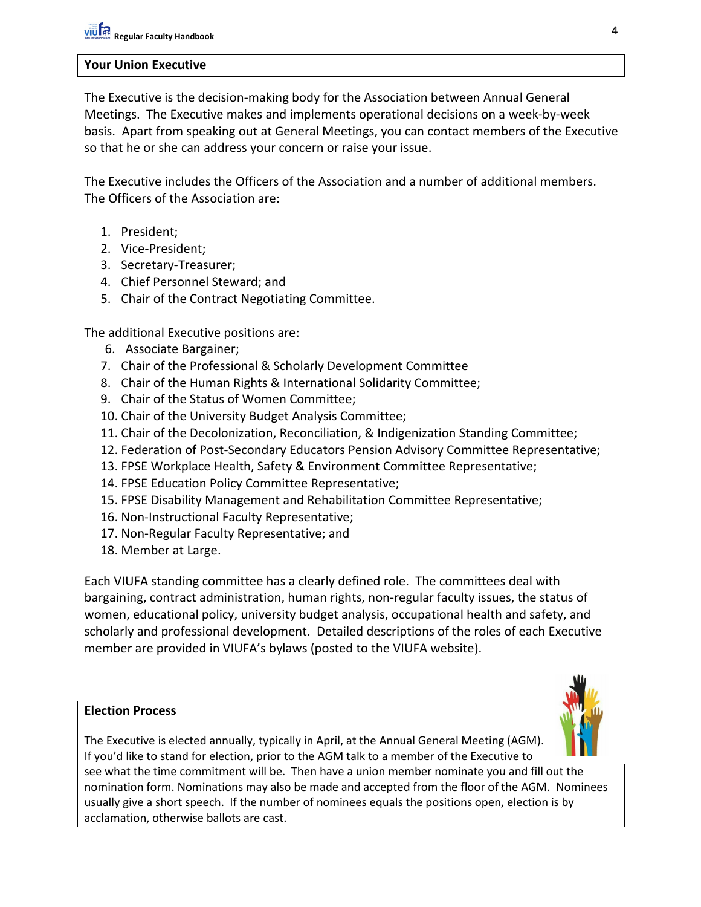## Your Union Executive

The Executive is the decision-making body for the Association between Annual General Meetings. The Executive makes and implements operational decisions on a week-by-week basis. Apart from speaking out at General Meetings, you can contact members of the Executive so that he or she can address your concern or raise your issue.

The Executive includes the Officers of the Association and a number of additional members. The Officers of the Association are:

1. President;
2. Vice-President;
3. Secretary-Treasurer;
4. Chief Personnel Steward; and
5. Chair of the Contract Negotiating Committee.

The additional Executive positions are:

6. Associate Bargainer;
7. Chair of the Professional & Scholarly Development Committee
8. Chair of the Human Rights & International Solidarity Committee;
9. Chair of the Status of Women Committee;
10. Chair of the University Budget Analysis Committee;
11. Chair of the Decolonization, Reconciliation, & Indigenization Standing Committee;
12. Federation of Post-Secondary Educators Pension Advisory Committee Representative;
13. FPSE Workplace Health, Safety & Environment Committee Representative;
14. FPSE Education Policy Committee Representative;
15. FPSE Disability Management and Rehabilitation Committee Representative;
16. Non-Instructional Faculty Representative;
17. Non-Regular Faculty Representative; and
18. Member at Large.

Each VIUFA standing committee has a clearly defined role. The committees deal with bargaining, contract administration, human rights, non-regular faculty issues, the status of women, educational policy, university budget analysis, occupational health and safety, and scholarly and professional development. Detailed descriptions of the roles of each Executive member are provided in VIUFA's bylaws (posted to the VIUFA website).

## Election Process

The Executive is elected annually, typically in April, at the Annual General Meeting (AGM). If you'd like to stand for election, prior to the AGM talk to a member of the Executive to see what the time commitment will be. Then have a union member nominate you and fill out the nomination form. Nominations may also be made and accepted from the floor of the AGM. Nominees usually give a short speech. If the number of nominees equals the positions open, election is by acclamation, otherwise ballots are cast.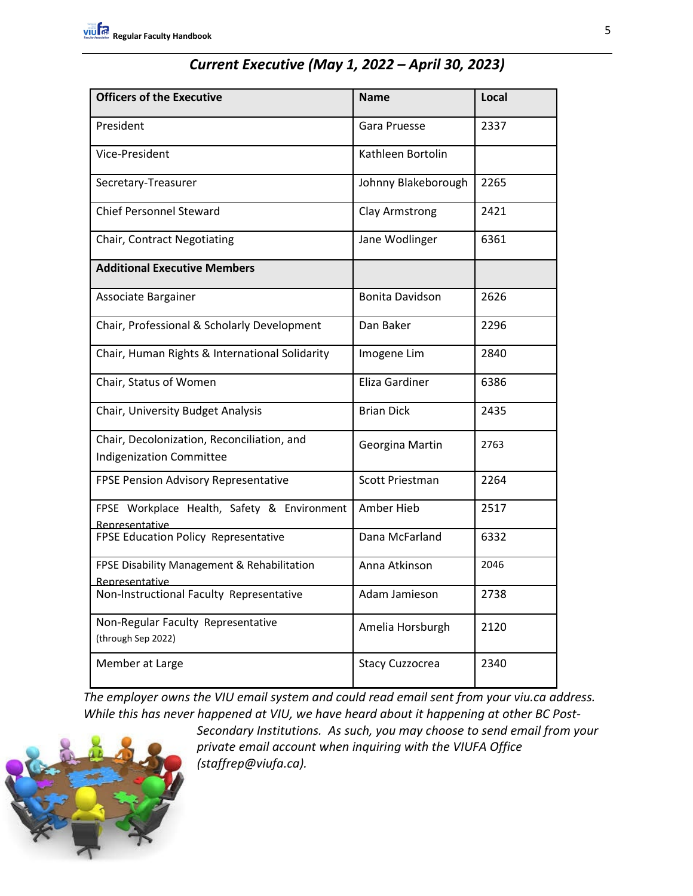## *Current Executive (May 1, 2022 – April 30, 2023)*

| Officers of the Executive | Name | Local |
|---|---|---|
| President | Gara Pruesse | 2337 |
| Vice-President | Kathleen Bortolin | |
| Secretary-Treasurer | Johnny Blakeborough | 2265 |
| Chief Personnel Steward | Clay Armstrong | 2421 |
| Chair, Contract Negotiating | Jane Wodlinger | 6361 |
| **Additional Executive Members** | | |
| Associate Bargainer | Bonita Davidson | 2626 |
| Chair, Professional & Scholarly Development | Dan Baker | 2296 |
| Chair, Human Rights & International Solidarity | Imogene Lim | 2840 |
| Chair, Status of Women | Eliza Gardiner | 6386 |
| Chair, University Budget Analysis | Brian Dick | 2435 |
| Chair, Decolonization, Reconciliation, and Indigenization Committee | Georgina Martin | 2763 |
| FPSE Pension Advisory Representative | Scott Priestman | 2264 |
| FPSE Workplace Health, Safety & Environment Representative | Amber Hieb | 2517 |
| FPSE Education Policy Representative | Dana McFarland | 6332 |
| FPSE Disability Management & Rehabilitation Representative | Anna Atkinson | 2046 |
| Non-Instructional Faculty Representative | Adam Jamieson | 2738 |
| Non-Regular Faculty Representative (through Sep 2022) | Amelia Horsburgh | 2120 |
| Member at Large | Stacy Cuzzocrea | 2340 |

*The employer owns the VIU email system and could read email sent from your viu.ca address. While this has never happened at VIU, we have heard about it happening at other BC Post-Secondary Institutions. As such, you may choose to send email from your private email account when inquiring with the VIUFA Office (staffrep@viufa.ca).*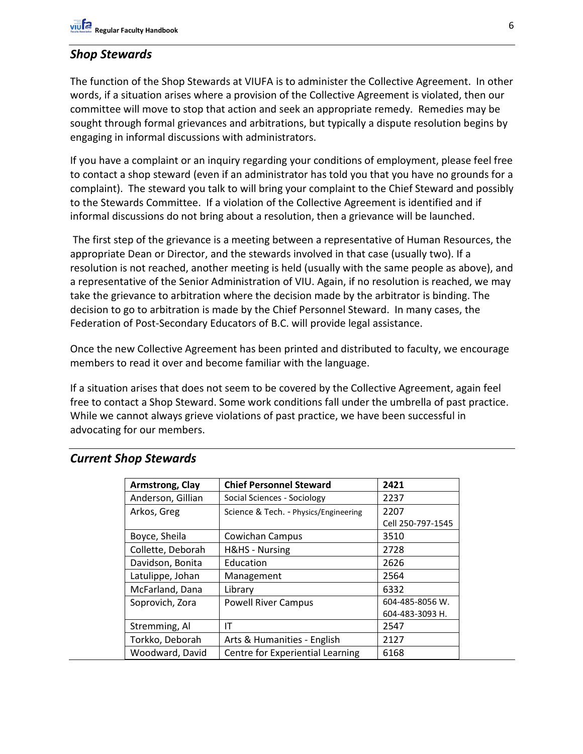## *Shop Stewards*

The function of the Shop Stewards at VIUFA is to administer the Collective Agreement. In other words, if a situation arises where a provision of the Collective Agreement is violated, then our committee will move to stop that action and seek an appropriate remedy. Remedies may be sought through formal grievances and arbitrations, but typically a dispute resolution begins by engaging in informal discussions with administrators.

If you have a complaint or an inquiry regarding your conditions of employment, please feel free to contact a shop steward (even if an administrator has told you that you have no grounds for a complaint). The steward you talk to will bring your complaint to the Chief Steward and possibly to the Stewards Committee. If a violation of the Collective Agreement is identified and if informal discussions do not bring about a resolution, then a grievance will be launched.

The first step of the grievance is a meeting between a representative of Human Resources, the appropriate Dean or Director, and the stewards involved in that case (usually two). If a resolution is not reached, another meeting is held (usually with the same people as above), and a representative of the Senior Administration of VIU. Again, if no resolution is reached, we may take the grievance to arbitration where the decision made by the arbitrator is binding. The decision to go to arbitration is made by the Chief Personnel Steward. In many cases, the Federation of Post-Secondary Educators of B.C. will provide legal assistance.

Once the new Collective Agreement has been printed and distributed to faculty, we encourage members to read it over and become familiar with the language.

If a situation arises that does not seem to be covered by the Collective Agreement, again feel free to contact a Shop Steward. Some work conditions fall under the umbrella of past practice. While we cannot always grieve violations of past practice, we have been successful in advocating for our members.

## *Current Shop Stewards*

| **Armstrong, Clay** | **Chief Personnel Steward** | **2421** |
|---|---|---|
| Anderson, Gillian | Social Sciences - Sociology | 2237 |
| Arkos, Greg | Science & Tech. - Physics/Engineering | 2207<br>Cell 250-797-1545 |
| Boyce, Sheila | Cowichan Campus | 3510 |
| Collette, Deborah | H&HS - Nursing | 2728 |
| Davidson, Bonita | Education | 2626 |
| Latulippe, Johan | Management | 2564 |
| McFarland, Dana | Library | 6332 |
| Soprovich, Zora | Powell River Campus | 604-485-8056 W.<br>604-483-3093 H. |
| Stremming, Al | IT | 2547 |
| Torkko, Deborah | Arts & Humanities - English | 2127 |
| Woodward, David | Centre for Experiential Learning | 6168 |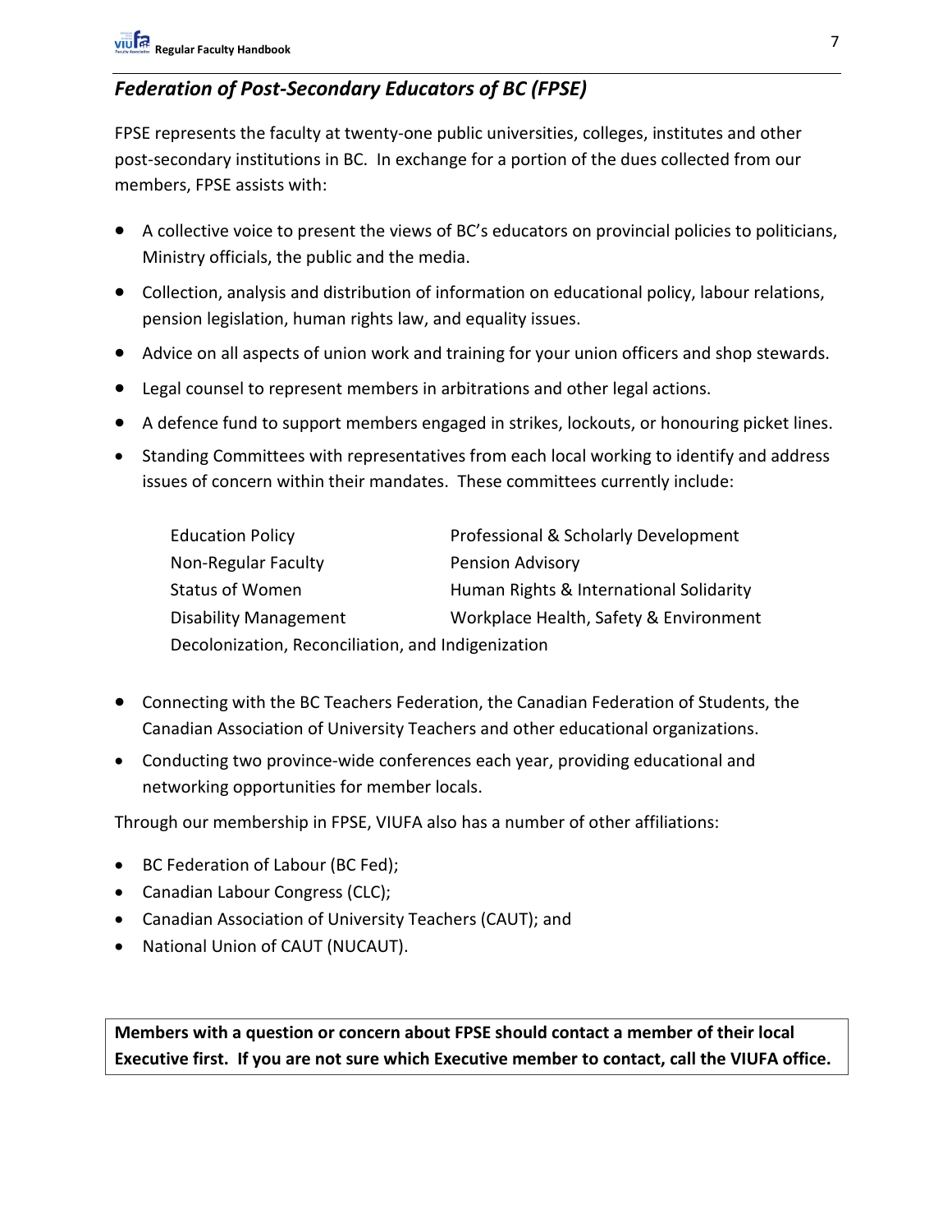## *Federation of Post-Secondary Educators of BC (FPSE)*

FPSE represents the faculty at twenty-one public universities, colleges, institutes and other post-secondary institutions in BC. In exchange for a portion of the dues collected from our members, FPSE assists with:

- A collective voice to present the views of BC's educators on provincial policies to politicians, Ministry officials, the public and the media.
- Collection, analysis and distribution of information on educational policy, labour relations, pension legislation, human rights law, and equality issues.
- Advice on all aspects of union work and training for your union officers and shop stewards.
- Legal counsel to represent members in arbitrations and other legal actions.
- A defence fund to support members engaged in strikes, lockouts, or honouring picket lines.
- Standing Committees with representatives from each local working to identify and address issues of concern within their mandates. These committees currently include:

  - Education Policy
  - Professional & Scholarly Development
  - Non-Regular Faculty
  - Pension Advisory
  - Status of Women
  - Human Rights & International Solidarity
  - Disability Management
  - Workplace Health, Safety & Environment
  - Decolonization, Reconciliation, and Indigenization

- Connecting with the BC Teachers Federation, the Canadian Federation of Students, the Canadian Association of University Teachers and other educational organizations.
- Conducting two province-wide conferences each year, providing educational and networking opportunities for member locals.

Through our membership in FPSE, VIUFA also has a number of other affiliations:

- BC Federation of Labour (BC Fed);
- Canadian Labour Congress (CLC);
- Canadian Association of University Teachers (CAUT); and
- National Union of CAUT (NUCAUT).

**Members with a question or concern about FPSE should contact a member of their local Executive first. If you are not sure which Executive member to contact, call the VIUFA office.**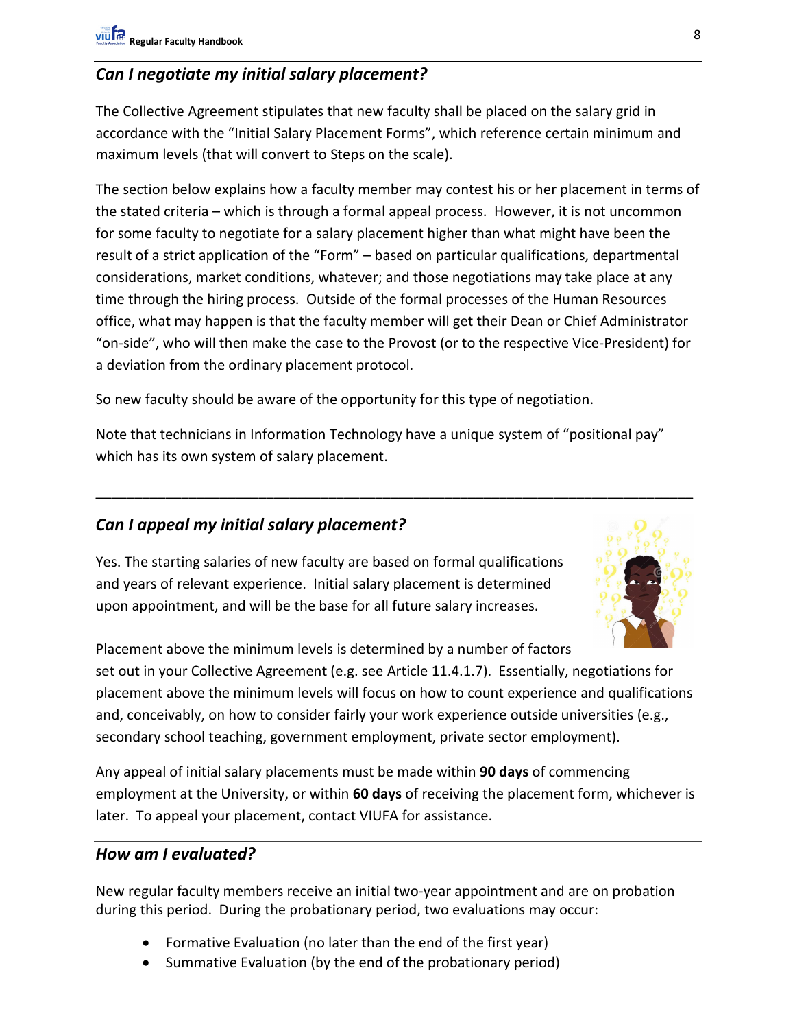## *Can I negotiate my initial salary placement?*

The Collective Agreement stipulates that new faculty shall be placed on the salary grid in accordance with the "Initial Salary Placement Forms", which reference certain minimum and maximum levels (that will convert to Steps on the scale).

The section below explains how a faculty member may contest his or her placement in terms of the stated criteria – which is through a formal appeal process. However, it is not uncommon for some faculty to negotiate for a salary placement higher than what might have been the result of a strict application of the "Form" – based on particular qualifications, departmental considerations, market conditions, whatever; and those negotiations may take place at any time through the hiring process. Outside of the formal processes of the Human Resources office, what may happen is that the faculty member will get their Dean or Chief Administrator "on-side", who will then make the case to the Provost (or to the respective Vice-President) for a deviation from the ordinary placement protocol.

So new faculty should be aware of the opportunity for this type of negotiation.

Note that technicians in Information Technology have a unique system of "positional pay" which has its own system of salary placement.

---

## *Can I appeal my initial salary placement?*

Yes. The starting salaries of new faculty are based on formal qualifications and years of relevant experience. Initial salary placement is determined upon appointment, and will be the base for all future salary increases.

Placement above the minimum levels is determined by a number of factors set out in your Collective Agreement (e.g. see Article 11.4.1.7). Essentially, negotiations for placement above the minimum levels will focus on how to count experience and qualifications and, conceivably, on how to consider fairly your work experience outside universities (e.g., secondary school teaching, government employment, private sector employment).

Any appeal of initial salary placements must be made within **90 days** of commencing employment at the University, or within **60 days** of receiving the placement form, whichever is later. To appeal your placement, contact VIUFA for assistance.

## *How am I evaluated?*

New regular faculty members receive an initial two-year appointment and are on probation during this period. During the probationary period, two evaluations may occur:

- Formative Evaluation (no later than the end of the first year)
- Summative Evaluation (by the end of the probationary period)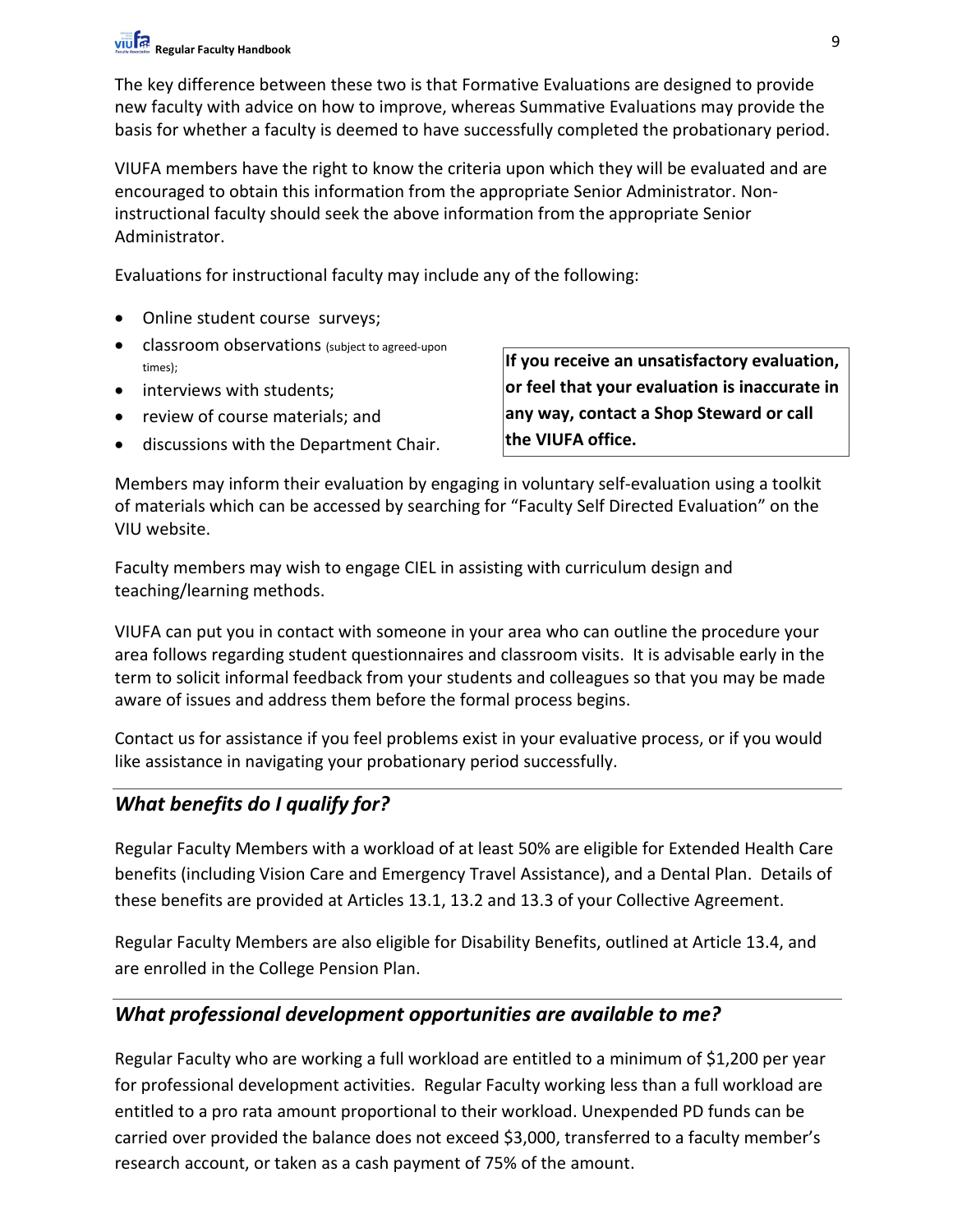The key difference between these two is that Formative Evaluations are designed to provide new faculty with advice on how to improve, whereas Summative Evaluations may provide the basis for whether a faculty is deemed to have successfully completed the probationary period.

VIUFA members have the right to know the criteria upon which they will be evaluated and are encouraged to obtain this information from the appropriate Senior Administrator. Non-instructional faculty should seek the above information from the appropriate Senior Administrator.

Evaluations for instructional faculty may include any of the following:

- Online student course surveys;
- classroom observations (subject to agreed-upon times);
- interviews with students;
- review of course materials; and
- discussions with the Department Chair.

**If you receive an unsatisfactory evaluation, or feel that your evaluation is inaccurate in any way, contact a Shop Steward or call the VIUFA office.**

Members may inform their evaluation by engaging in voluntary self-evaluation using a toolkit of materials which can be accessed by searching for "Faculty Self Directed Evaluation" on the VIU website.

Faculty members may wish to engage CIEL in assisting with curriculum design and teaching/learning methods.

VIUFA can put you in contact with someone in your area who can outline the procedure your area follows regarding student questionnaires and classroom visits. It is advisable early in the term to solicit informal feedback from your students and colleagues so that you may be made aware of issues and address them before the formal process begins.

Contact us for assistance if you feel problems exist in your evaluative process, or if you would like assistance in navigating your probationary period successfully.

## *What benefits do I qualify for?*

Regular Faculty Members with a workload of at least 50% are eligible for Extended Health Care benefits (including Vision Care and Emergency Travel Assistance), and a Dental Plan. Details of these benefits are provided at Articles 13.1, 13.2 and 13.3 of your Collective Agreement.

Regular Faculty Members are also eligible for Disability Benefits, outlined at Article 13.4, and are enrolled in the College Pension Plan.

## *What professional development opportunities are available to me?*

Regular Faculty who are working a full workload are entitled to a minimum of $1,200 per year for professional development activities. Regular Faculty working less than a full workload are entitled to a pro rata amount proportional to their workload. Unexpended PD funds can be carried over provided the balance does not exceed $3,000, transferred to a faculty member's research account, or taken as a cash payment of 75% of the amount.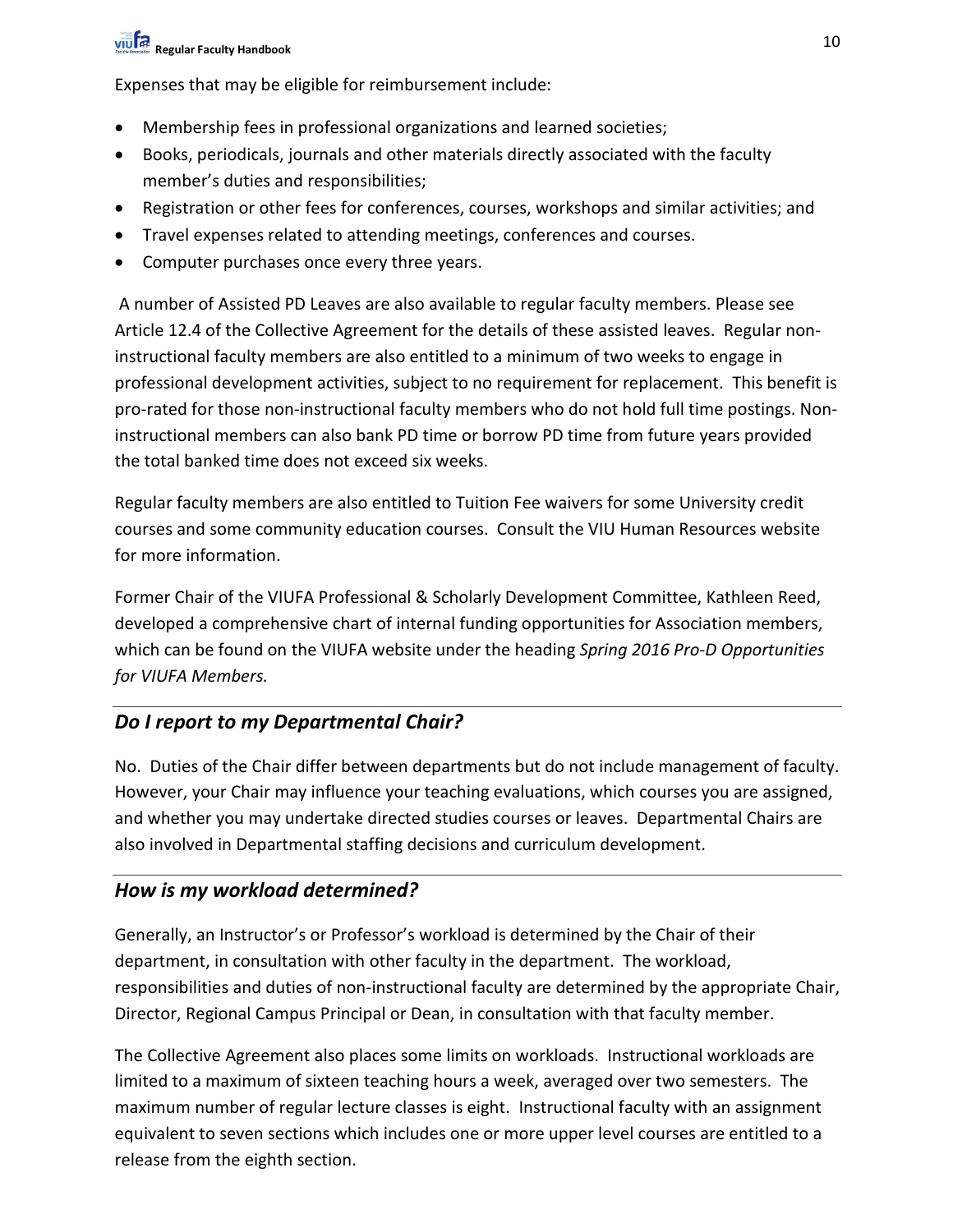Expenses that may be eligible for reimbursement include:

- Membership fees in professional organizations and learned societies;
- Books, periodicals, journals and other materials directly associated with the faculty member's duties and responsibilities;
- Registration or other fees for conferences, courses, workshops and similar activities; and
- Travel expenses related to attending meetings, conferences and courses.
- Computer purchases once every three years.

A number of Assisted PD Leaves are also available to regular faculty members. Please see Article 12.4 of the Collective Agreement for the details of these assisted leaves. Regular non-instructional faculty members are also entitled to a minimum of two weeks to engage in professional development activities, subject to no requirement for replacement. This benefit is pro-rated for those non-instructional faculty members who do not hold full time postings. Non-instructional members can also bank PD time or borrow PD time from future years provided the total banked time does not exceed six weeks.

Regular faculty members are also entitled to Tuition Fee waivers for some University credit courses and some community education courses. Consult the VIU Human Resources website for more information.

Former Chair of the VIUFA Professional & Scholarly Development Committee, Kathleen Reed, developed a comprehensive chart of internal funding opportunities for Association members, which can be found on the VIUFA website under the heading *Spring 2016 Pro-D Opportunities for VIUFA Members.*

## *Do I report to my Departmental Chair?*

No. Duties of the Chair differ between departments but do not include management of faculty. However, your Chair may influence your teaching evaluations, which courses you are assigned, and whether you may undertake directed studies courses or leaves. Departmental Chairs are also involved in Departmental staffing decisions and curriculum development.

## *How is my workload determined?*

Generally, an Instructor's or Professor's workload is determined by the Chair of their department, in consultation with other faculty in the department. The workload, responsibilities and duties of non-instructional faculty are determined by the appropriate Chair, Director, Regional Campus Principal or Dean, in consultation with that faculty member.

The Collective Agreement also places some limits on workloads. Instructional workloads are limited to a maximum of sixteen teaching hours a week, averaged over two semesters. The maximum number of regular lecture classes is eight. Instructional faculty with an assignment equivalent to seven sections which includes one or more upper level courses are entitled to a release from the eighth section.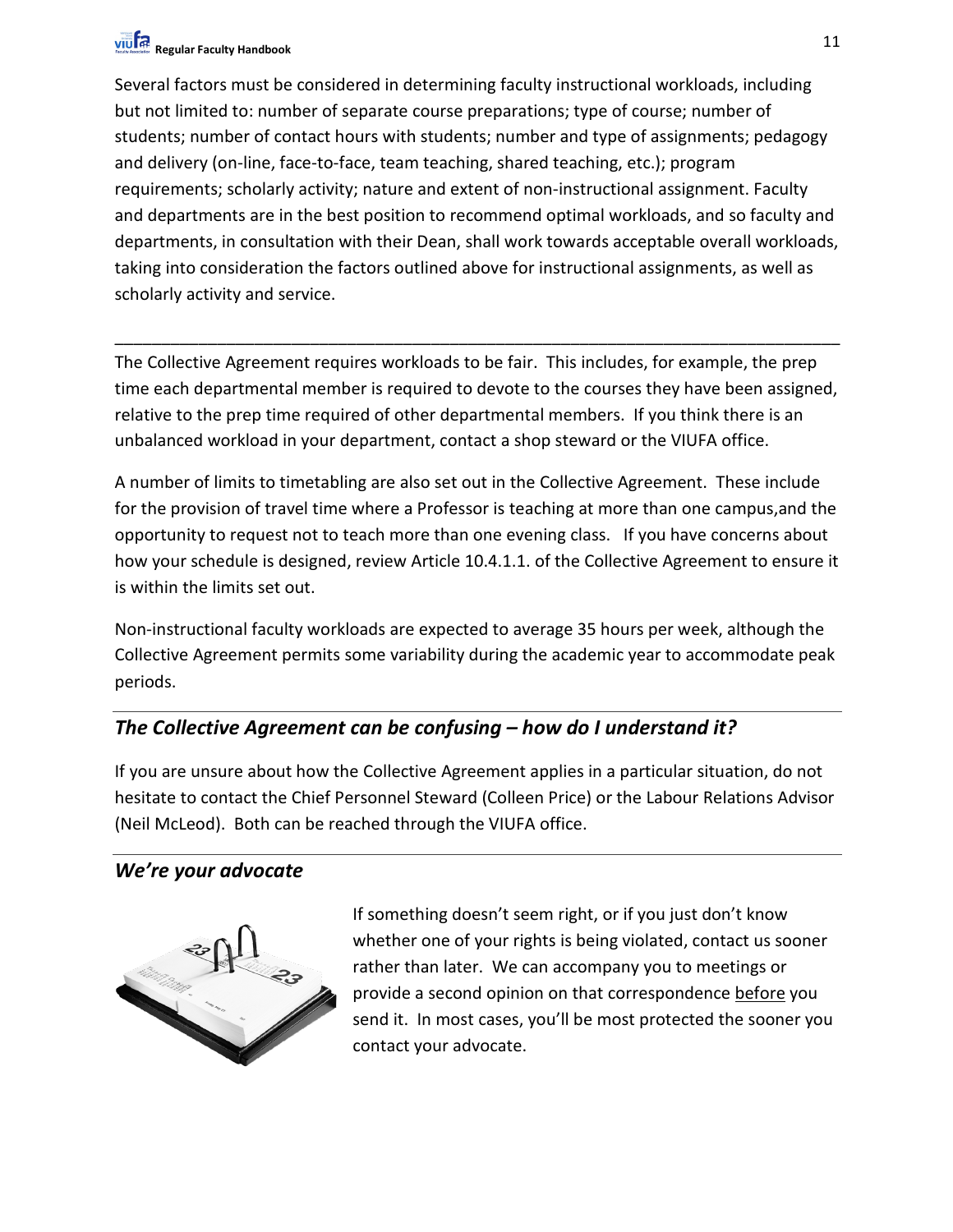Several factors must be considered in determining faculty instructional workloads, including but not limited to: number of separate course preparations; type of course; number of students; number of contact hours with students; number and type of assignments; pedagogy and delivery (on-line, face-to-face, team teaching, shared teaching, etc.); program requirements; scholarly activity; nature and extent of non-instructional assignment. Faculty and departments are in the best position to recommend optimal workloads, and so faculty and departments, in consultation with their Dean, shall work towards acceptable overall workloads, taking into consideration the factors outlined above for instructional assignments, as well as scholarly activity and service.

---

The Collective Agreement requires workloads to be fair. This includes, for example, the prep time each departmental member is required to devote to the courses they have been assigned, relative to the prep time required of other departmental members. If you think there is an unbalanced workload in your department, contact a shop steward or the VIUFA office.

A number of limits to timetabling are also set out in the Collective Agreement. These include for the provision of travel time where a Professor is teaching at more than one campus,and the opportunity to request not to teach more than one evening class. If you have concerns about how your schedule is designed, review Article 10.4.1.1. of the Collective Agreement to ensure it is within the limits set out.

Non-instructional faculty workloads are expected to average 35 hours per week, although the Collective Agreement permits some variability during the academic year to accommodate peak periods.

## *The Collective Agreement can be confusing – how do I understand it?*

If you are unsure about how the Collective Agreement applies in a particular situation, do not hesitate to contact the Chief Personnel Steward (Colleen Price) or the Labour Relations Advisor (Neil McLeod). Both can be reached through the VIUFA office.

## *We're your advocate*

If something doesn't seem right, or if you just don't know whether one of your rights is being violated, contact us sooner rather than later. We can accompany you to meetings or provide a second opinion on that correspondence before you send it. In most cases, you'll be most protected the sooner you contact your advocate.